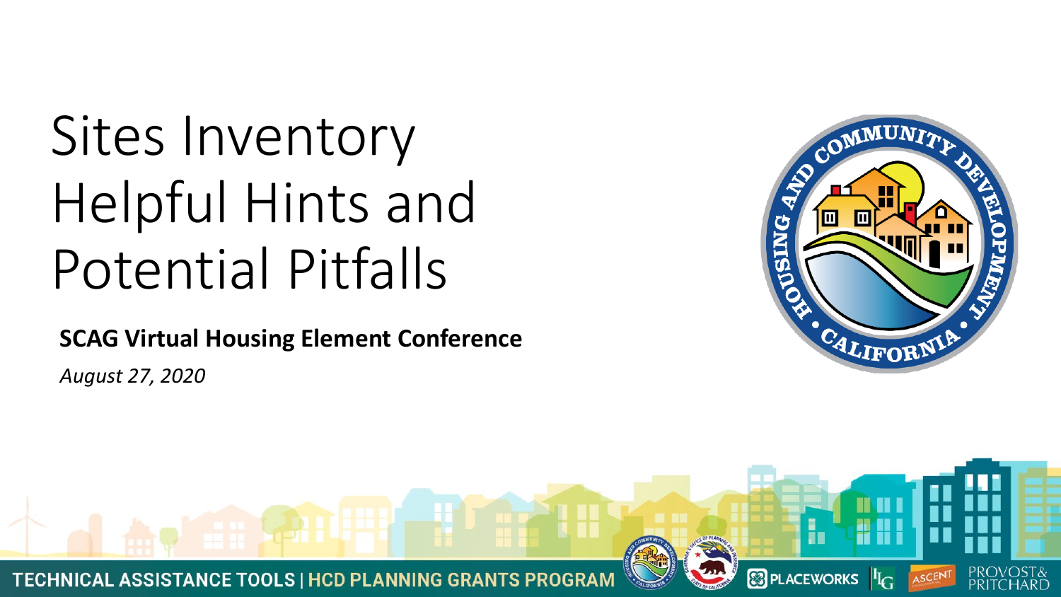# Sites Inventory Helpful Hints and Potential Pitfalls

**SCAG Virtual Housing Element Conference**

*August 27, 2020*

TECHNICAL ASSISTANCE TOOLS | HCD PLANNING GRANTS PROGRAM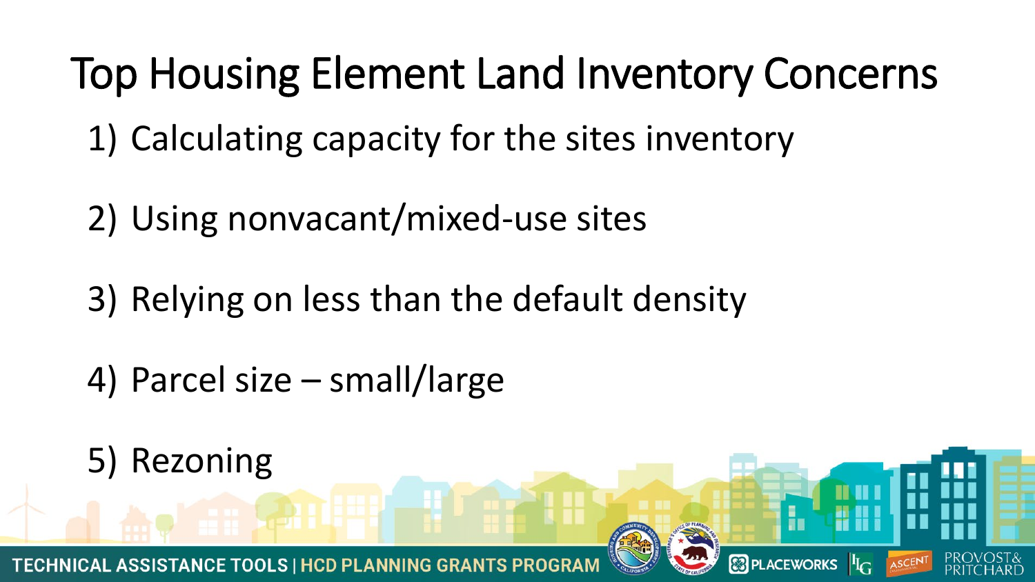# Top Housing Element Land Inventory Concerns

1) Calculating capacity for the sites inventory
2) Using nonvacant/mixed-use sites
3) Relying on less than the default density
4) Parcel size – small/large
5) Rezoning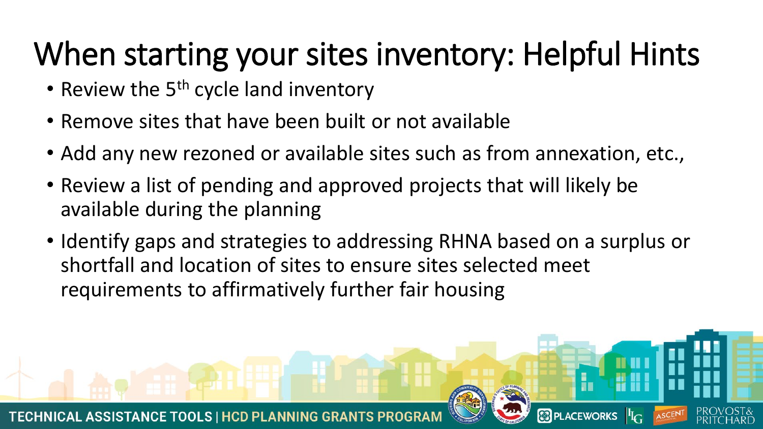# When starting your sites inventory: Helpful Hints

- Review the 5th cycle land inventory
- Remove sites that have been built or not available
- Add any new rezoned or available sites such as from annexation, etc.,
- Review a list of pending and approved projects that will likely be available during the planning
- Identify gaps and strategies to addressing RHNA based on a surplus or shortfall and location of sites to ensure sites selected meet requirements to affirmatively further fair housing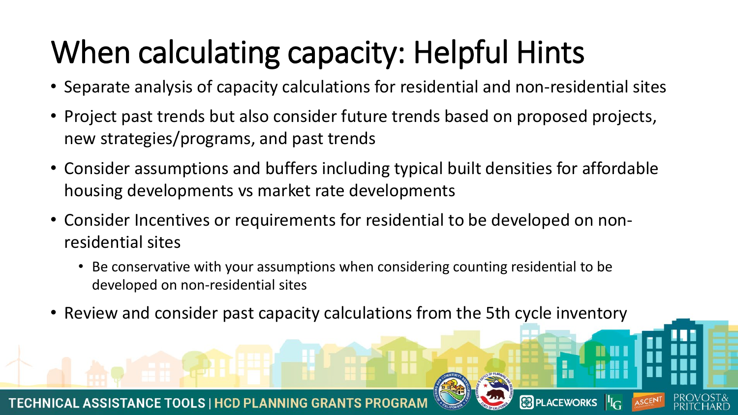# When calculating capacity: Helpful Hints

- Separate analysis of capacity calculations for residential and non-residential sites
- Project past trends but also consider future trends based on proposed projects, new strategies/programs, and past trends
- Consider assumptions and buffers including typical built densities for affordable housing developments vs market rate developments
- Consider Incentives or requirements for residential to be developed on non-residential sites
  - Be conservative with your assumptions when considering counting residential to be developed on non-residential sites
- Review and consider past capacity calculations from the 5th cycle inventory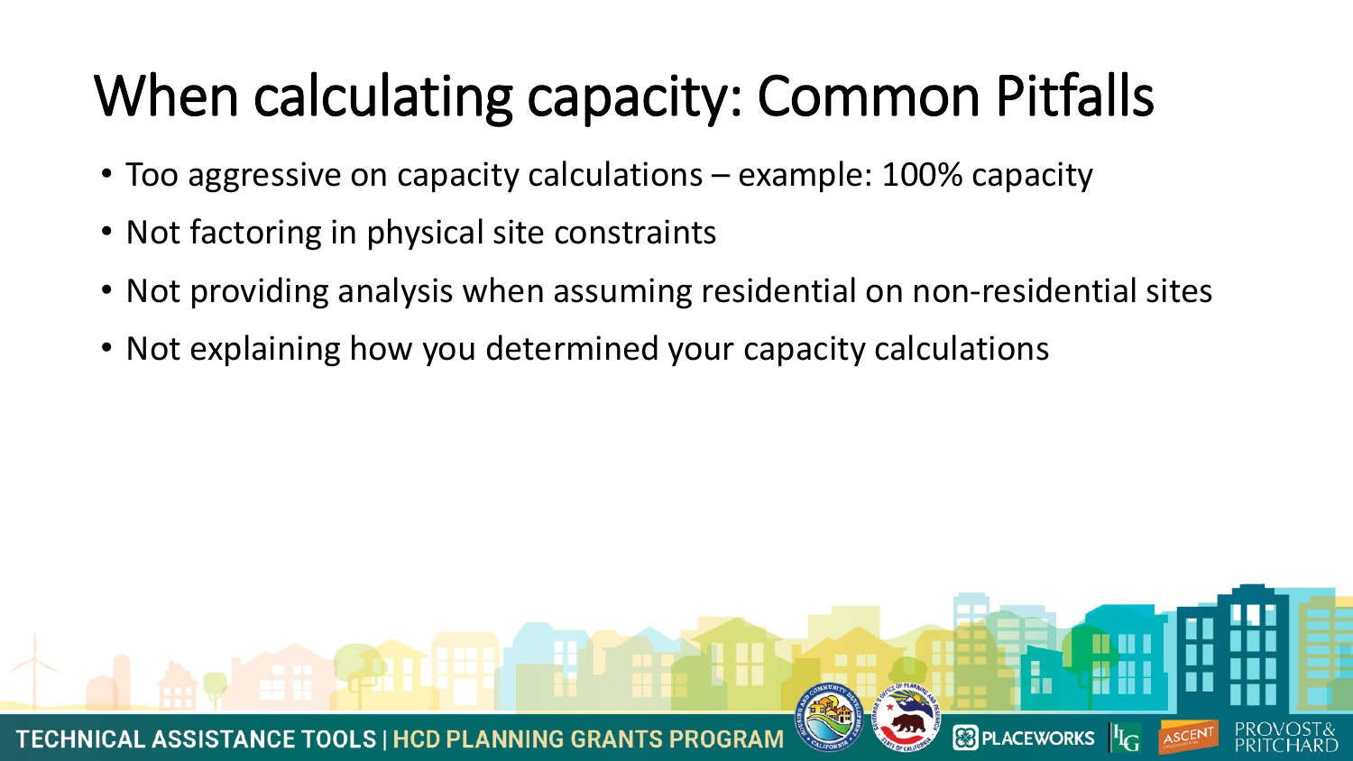# When calculating capacity: Common Pitfalls

- Too aggressive on capacity calculations – example: 100% capacity
- Not factoring in physical site constraints
- Not providing analysis when assuming residential on non-residential sites
- Not explaining how you determined your capacity calculations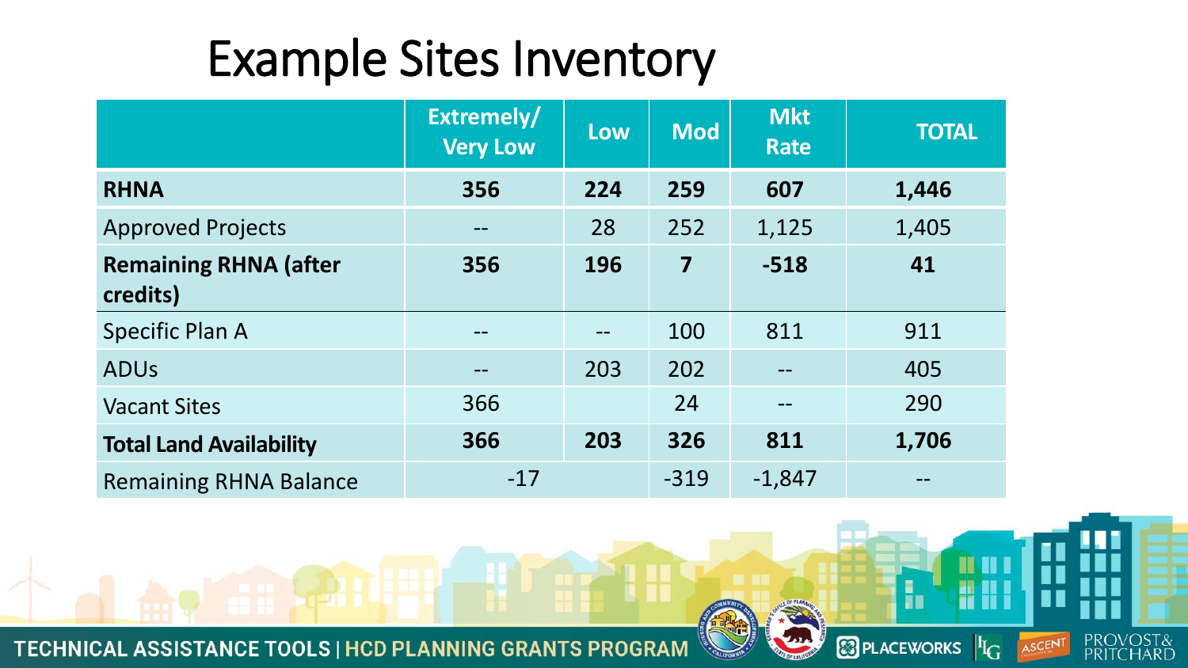# Example Sites Inventory

| | Extremely/ Very Low | Low | Mod | Mkt Rate | TOTAL |
|---|---|---|---|---|---|
| **RHNA** | **356** | **224** | **259** | **607** | **1,446** |
| Approved Projects | -- | 28 | 252 | 1,125 | 1,405 |
| **Remaining RHNA (after credits)** | **356** | **196** | **7** | **-518** | **41** |
| Specific Plan A | -- | -- | 100 | 811 | 911 |
| ADUs | -- | 203 | 202 | -- | 405 |
| Vacant Sites | 366 | | 24 | -- | 290 |
| **Total Land Availability** | **366** | **203** | **326** | **811** | **1,706** |
| Remaining RHNA Balance | -17 | | -319 | -1,847 | -- |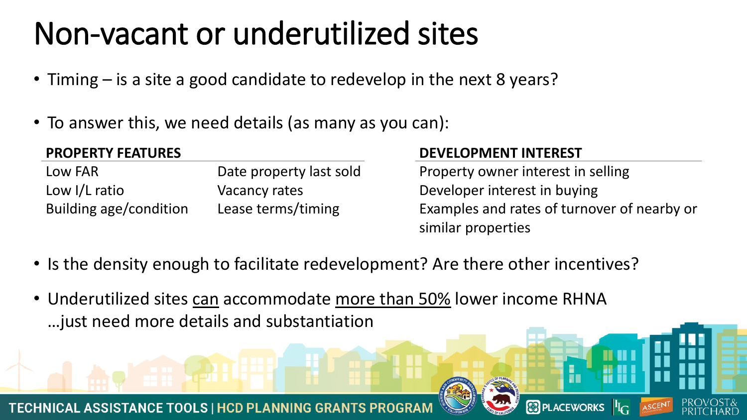# Non-vacant or underutilized sites

- Timing – is a site a good candidate to redevelop in the next 8 years?
- To answer this, we need details (as many as you can):

| PROPERTY FEATURES | | DEVELOPMENT INTEREST |
|---|---|---|
| Low FAR | Date property last sold | Property owner interest in selling |
| Low I/L ratio | Vacancy rates | Developer interest in buying |
| Building age/condition | Lease terms/timing | Examples and rates of turnover of nearby or similar properties |

- Is the density enough to facilitate redevelopment? Are there other incentives?
- Underutilized sites can accommodate more than 50% lower income RHNA …just need more details and substantiation

TECHNICAL ASSISTANCE TOOLS | HCD PLANNING GRANTS PROGRAM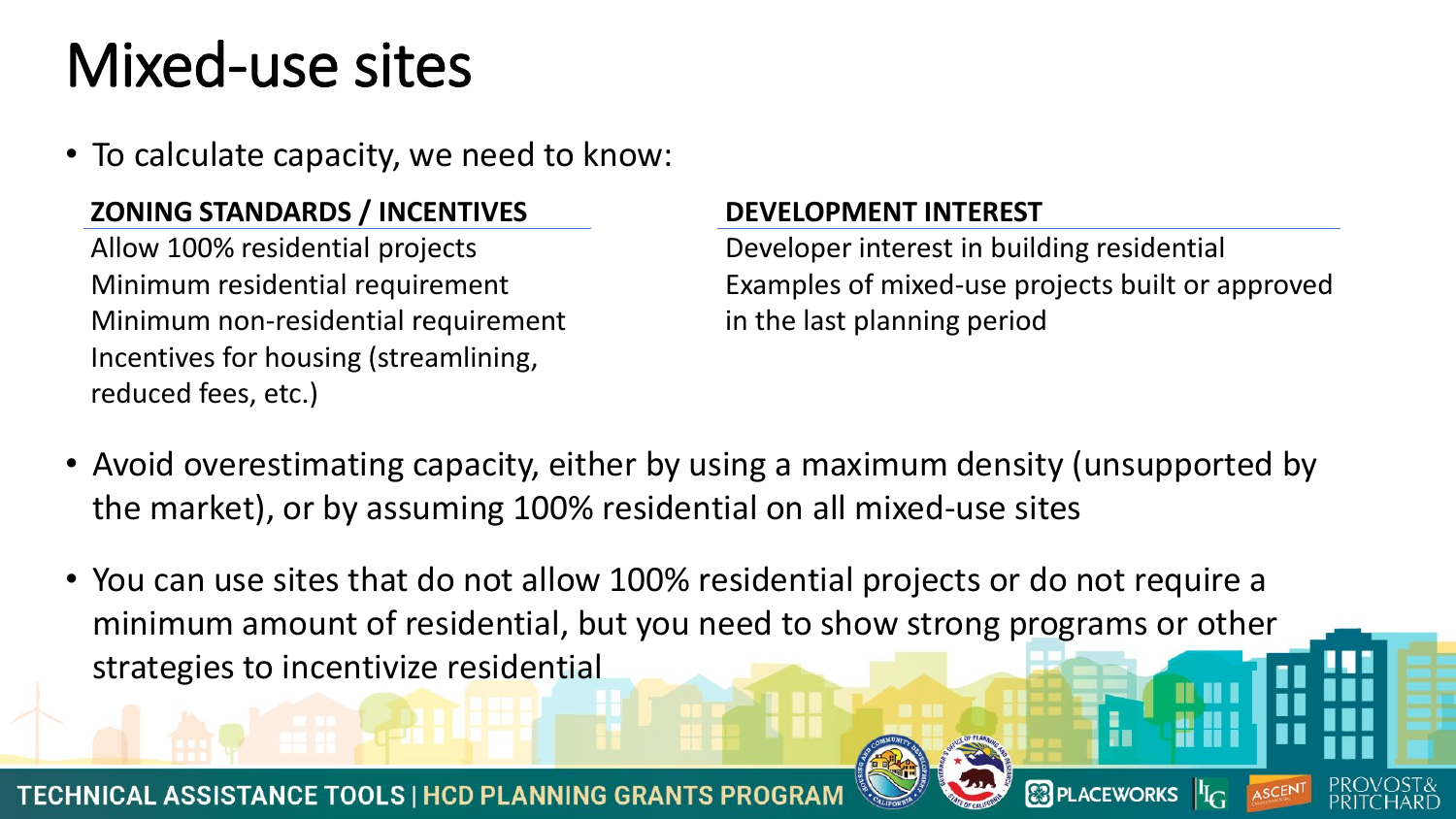# Mixed-use sites

- To calculate capacity, we need to know:

| ZONING STANDARDS / INCENTIVES | DEVELOPMENT INTEREST |
|---|---|
| Allow 100% residential projects | Developer interest in building residential |
| Minimum residential requirement | Examples of mixed-use projects built or approved in the last planning period |
| Minimum non-residential requirement | |
| Incentives for housing (streamlining, reduced fees, etc.) | |

- Avoid overestimating capacity, either by using a maximum density (unsupported by the market), or by assuming 100% residential on all mixed-use sites
- You can use sites that do not allow 100% residential projects or do not require a minimum amount of residential, but you need to show strong programs or other strategies to incentivize residential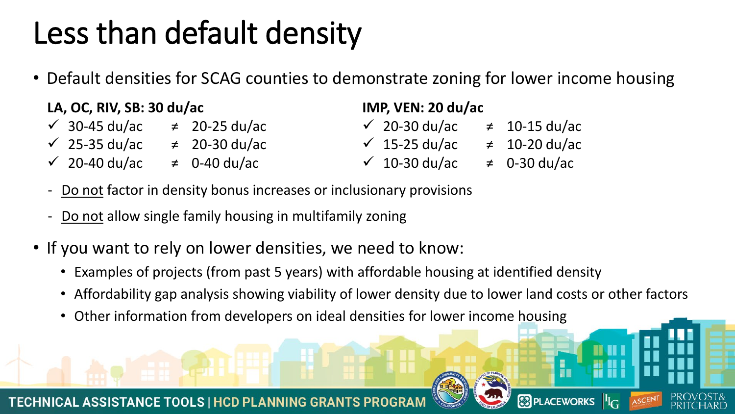# Less than default density

- Default densities for SCAG counties to demonstrate zoning for lower income housing

**LA, OC, RIV, SB: 30 du/ac**

- ✓ 30-45 du/ac ≠ 20-25 du/ac
- ✓ 25-35 du/ac ≠ 20-30 du/ac
- ✓ 20-40 du/ac ≠ 0-40 du/ac

**IMP, VEN: 20 du/ac**

- ✓ 20-30 du/ac ≠ 10-15 du/ac
- ✓ 15-25 du/ac ≠ 10-20 du/ac
- ✓ 10-30 du/ac ≠ 0-30 du/ac

- Do not factor in density bonus increases or inclusionary provisions
- Do not allow single family housing in multifamily zoning

- If you want to rely on lower densities, we need to know:
  - Examples of projects (from past 5 years) with affordable housing at identified density
  - Affordability gap analysis showing viability of lower density due to lower land costs or other factors
  - Other information from developers on ideal densities for lower income housing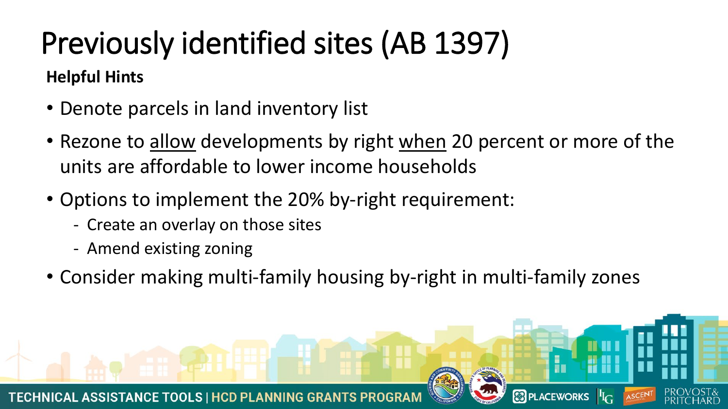# Previously identified sites (AB 1397)

**Helpful Hints**

- Denote parcels in land inventory list
- Rezone to <u>allow</u> developments by right <u>when</u> 20 percent or more of the units are affordable to lower income households
- Options to implement the 20% by-right requirement:
  - Create an overlay on those sites
  - Amend existing zoning
- Consider making multi-family housing by-right in multi-family zones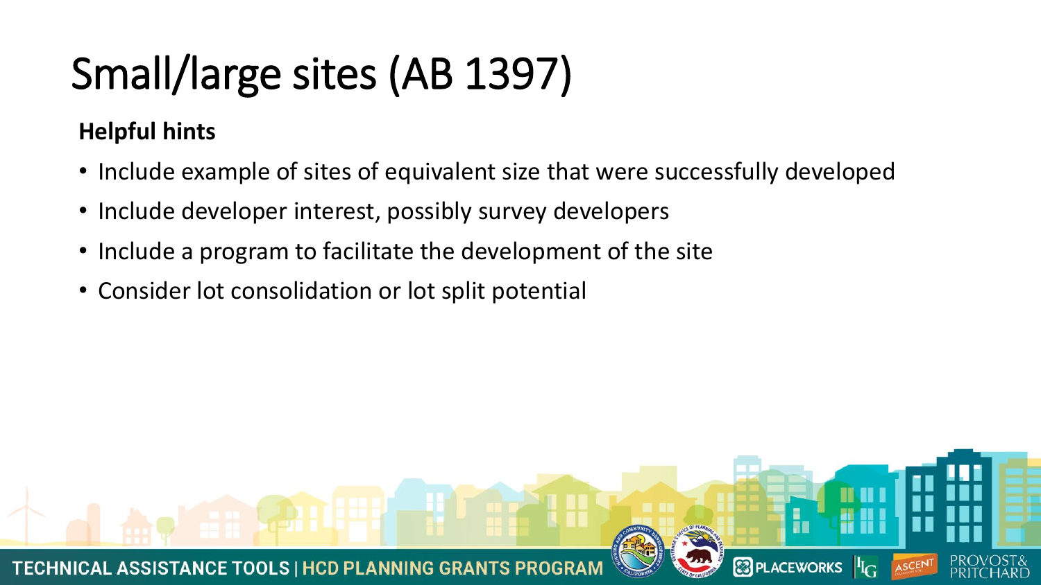# Small/large sites (AB 1397)

**Helpful hints**

- Include example of sites of equivalent size that were successfully developed
- Include developer interest, possibly survey developers
- Include a program to facilitate the development of the site
- Consider lot consolidation or lot split potential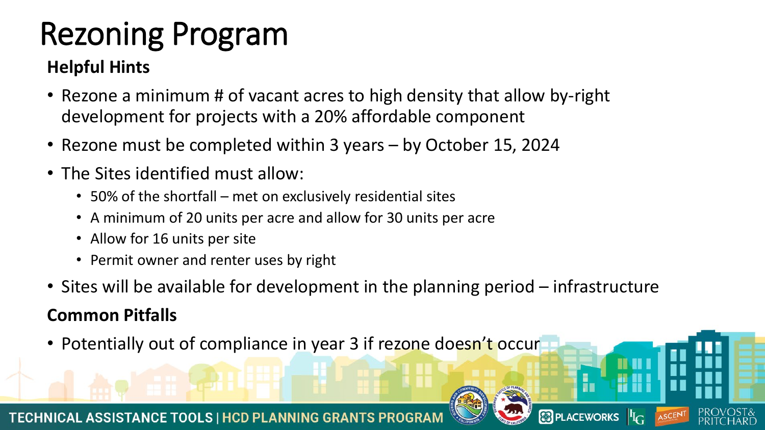# Rezoning Program

**Helpful Hints**

- Rezone a minimum # of vacant acres to high density that allow by-right development for projects with a 20% affordable component
- Rezone must be completed within 3 years – by October 15, 2024
- The Sites identified must allow:
  - 50% of the shortfall – met on exclusively residential sites
  - A minimum of 20 units per acre and allow for 30 units per acre
  - Allow for 16 units per site
  - Permit owner and renter uses by right
- Sites will be available for development in the planning period – infrastructure

**Common Pitfalls**

- Potentially out of compliance in year 3 if rezone doesn't occur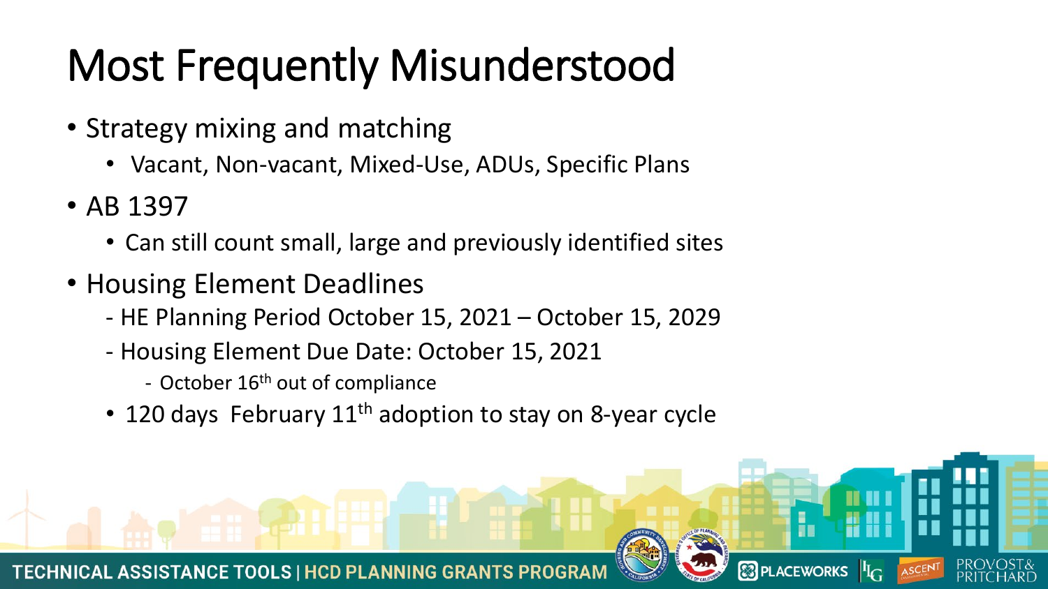# Most Frequently Misunderstood

- Strategy mixing and matching
  - Vacant, Non-vacant, Mixed-Use, ADUs, Specific Plans
- AB 1397
  - Can still count small, large and previously identified sites
- Housing Element Deadlines
  - HE Planning Period October 15, 2021 – October 15, 2029
  - Housing Element Due Date: October 15, 2021
    - October 16th out of compliance
  - 120 days February 11th adoption to stay on 8-year cycle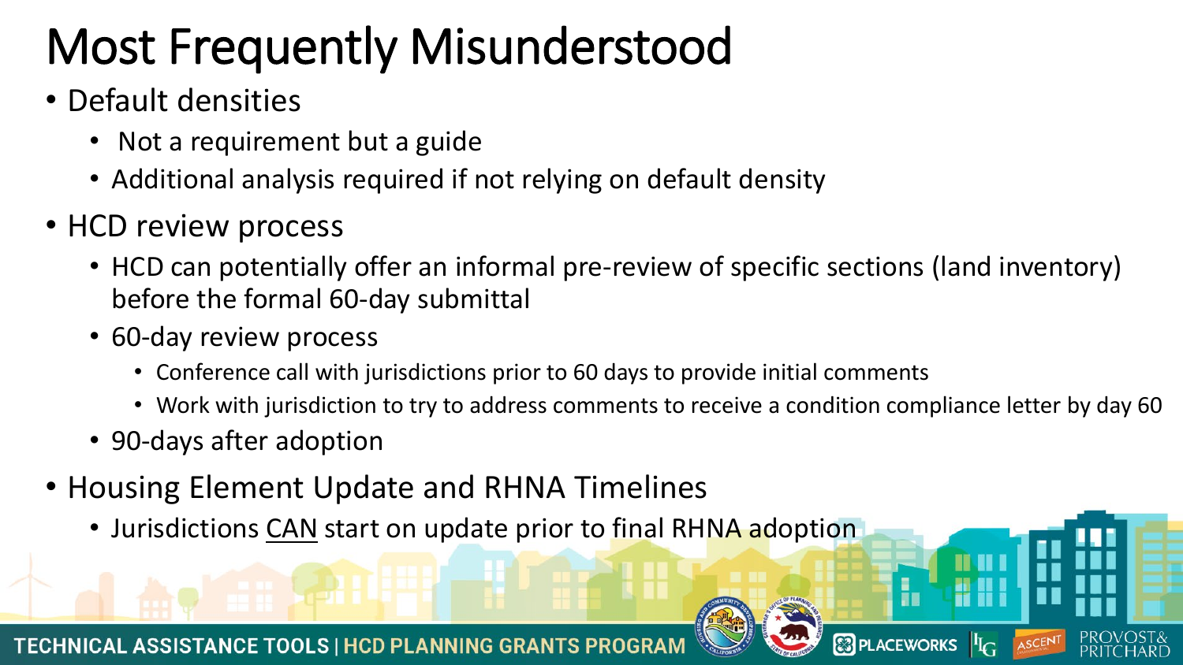# Most Frequently Misunderstood

- Default densities
  - Not a requirement but a guide
  - Additional analysis required if not relying on default density
- HCD review process
  - HCD can potentially offer an informal pre-review of specific sections (land inventory) before the formal 60-day submittal
  - 60-day review process
    - Conference call with jurisdictions prior to 60 days to provide initial comments
    - Work with jurisdiction to try to address comments to receive a condition compliance letter by day 60
  - 90-days after adoption
- Housing Element Update and RHNA Timelines
  - Jurisdictions CAN start on update prior to final RHNA adoption